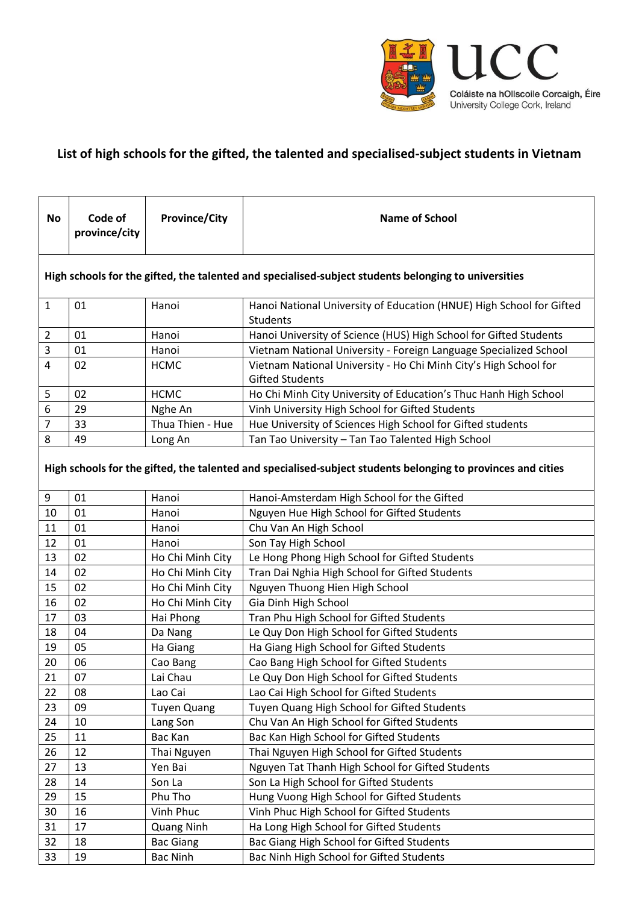Coláiste na hOllscoile Corcaigh, Éire
University College Cork, Ireland

# List of high schools for the gifted, the talented and specialised-subject students in Vietnam

| No | Code of province/city | Province/City | Name of School |
|---|---|---|---|
| **High schools for the gifted, the talented and specialised-subject students belonging to universities** | | | |
| 1 | 01 | Hanoi | Hanoi National University of Education (HNUE) High School for Gifted Students |
| 2 | 01 | Hanoi | Hanoi University of Science (HUS) High School for Gifted Students |
| 3 | 01 | Hanoi | Vietnam National University - Foreign Language Specialized School |
| 4 | 02 | HCMC | Vietnam National University - Ho Chi Minh City's High School for Gifted Students |
| 5 | 02 | HCMC | Ho Chi Minh City University of Education's Thuc Hanh High School |
| 6 | 29 | Nghe An | Vinh University High School for Gifted Students |
| 7 | 33 | Thua Thien - Hue | Hue University of Sciences High School for Gifted students |
| 8 | 49 | Long An | Tan Tao University – Tan Tao Talented High School |
| **High schools for the gifted, the talented and specialised-subject students belonging to provinces and cities** | | | |
| 9 | 01 | Hanoi | Hanoi-Amsterdam High School for the Gifted |
| 10 | 01 | Hanoi | Nguyen Hue High School for Gifted Students |
| 11 | 01 | Hanoi | Chu Van An High School |
| 12 | 01 | Hanoi | Son Tay High School |
| 13 | 02 | Ho Chi Minh City | Le Hong Phong High School for Gifted Students |
| 14 | 02 | Ho Chi Minh City | Tran Dai Nghia High School for Gifted Students |
| 15 | 02 | Ho Chi Minh City | Nguyen Thuong Hien High School |
| 16 | 02 | Ho Chi Minh City | Gia Dinh High School |
| 17 | 03 | Hai Phong | Tran Phu High School for Gifted Students |
| 18 | 04 | Da Nang | Le Quy Don High School for Gifted Students |
| 19 | 05 | Ha Giang | Ha Giang High School for Gifted Students |
| 20 | 06 | Cao Bang | Cao Bang High School for Gifted Students |
| 21 | 07 | Lai Chau | Le Quy Don High School for Gifted Students |
| 22 | 08 | Lao Cai | Lao Cai High School for Gifted Students |
| 23 | 09 | Tuyen Quang | Tuyen Quang High School for Gifted Students |
| 24 | 10 | Lang Son | Chu Van An High School for Gifted Students |
| 25 | 11 | Bac Kan | Bac Kan High School for Gifted Students |
| 26 | 12 | Thai Nguyen | Thai Nguyen High School for Gifted Students |
| 27 | 13 | Yen Bai | Nguyen Tat Thanh High School for Gifted Students |
| 28 | 14 | Son La | Son La High School for Gifted Students |
| 29 | 15 | Phu Tho | Hung Vuong High School for Gifted Students |
| 30 | 16 | Vinh Phuc | Vinh Phuc High School for Gifted Students |
| 31 | 17 | Quang Ninh | Ha Long High School for Gifted Students |
| 32 | 18 | Bac Giang | Bac Giang High School for Gifted Students |
| 33 | 19 | Bac Ninh | Bac Ninh High School for Gifted Students |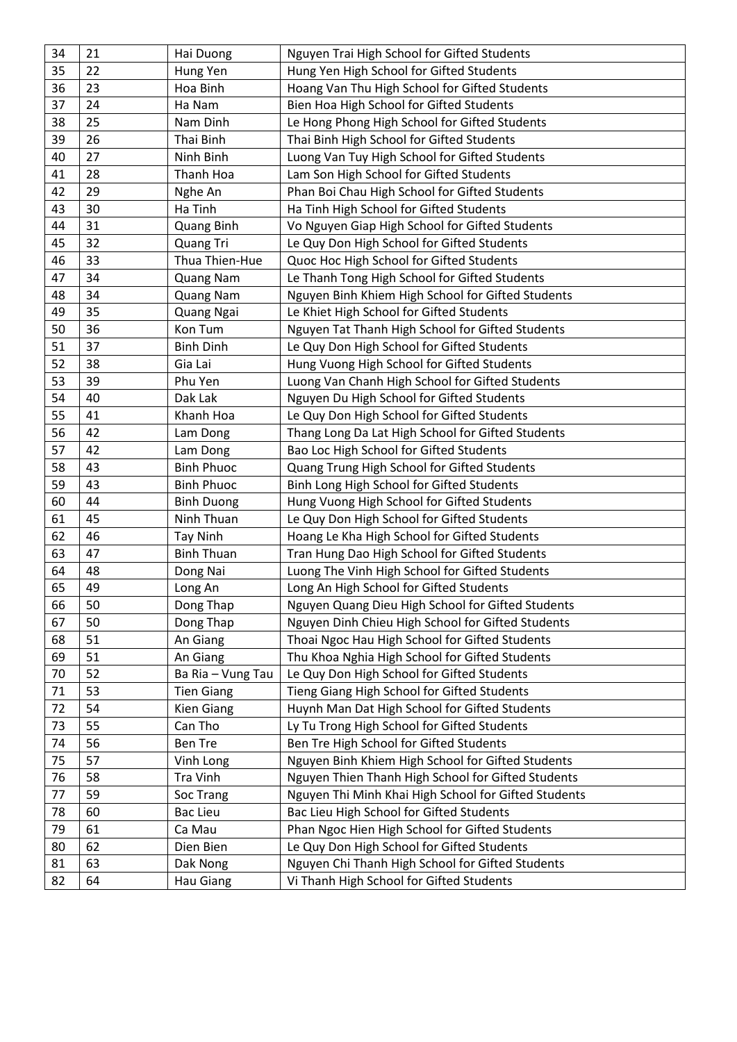| | | | |
|---|---|---|---|
| 34 | 21 | Hai Duong | Nguyen Trai High School for Gifted Students |
| 35 | 22 | Hung Yen | Hung Yen High School for Gifted Students |
| 36 | 23 | Hoa Binh | Hoang Van Thu High School for Gifted Students |
| 37 | 24 | Ha Nam | Bien Hoa High School for Gifted Students |
| 38 | 25 | Nam Dinh | Le Hong Phong High School for Gifted Students |
| 39 | 26 | Thai Binh | Thai Binh High School for Gifted Students |
| 40 | 27 | Ninh Binh | Luong Van Tuy High School for Gifted Students |
| 41 | 28 | Thanh Hoa | Lam Son High School for Gifted Students |
| 42 | 29 | Nghe An | Phan Boi Chau High School for Gifted Students |
| 43 | 30 | Ha Tinh | Ha Tinh High School for Gifted Students |
| 44 | 31 | Quang Binh | Vo Nguyen Giap High School for Gifted Students |
| 45 | 32 | Quang Tri | Le Quy Don High School for Gifted Students |
| 46 | 33 | Thua Thien-Hue | Quoc Hoc High School for Gifted Students |
| 47 | 34 | Quang Nam | Le Thanh Tong High School for Gifted Students |
| 48 | 34 | Quang Nam | Nguyen Binh Khiem High School for Gifted Students |
| 49 | 35 | Quang Ngai | Le Khiet High School for Gifted Students |
| 50 | 36 | Kon Tum | Nguyen Tat Thanh High School for Gifted Students |
| 51 | 37 | Binh Dinh | Le Quy Don High School for Gifted Students |
| 52 | 38 | Gia Lai | Hung Vuong High School for Gifted Students |
| 53 | 39 | Phu Yen | Luong Van Chanh High School for Gifted Students |
| 54 | 40 | Dak Lak | Nguyen Du High School for Gifted Students |
| 55 | 41 | Khanh Hoa | Le Quy Don High School for Gifted Students |
| 56 | 42 | Lam Dong | Thang Long Da Lat High School for Gifted Students |
| 57 | 42 | Lam Dong | Bao Loc High School for Gifted Students |
| 58 | 43 | Binh Phuoc | Quang Trung High School for Gifted Students |
| 59 | 43 | Binh Phuoc | Binh Long High School for Gifted Students |
| 60 | 44 | Binh Duong | Hung Vuong High School for Gifted Students |
| 61 | 45 | Ninh Thuan | Le Quy Don High School for Gifted Students |
| 62 | 46 | Tay Ninh | Hoang Le Kha High School for Gifted Students |
| 63 | 47 | Binh Thuan | Tran Hung Dao High School for Gifted Students |
| 64 | 48 | Dong Nai | Luong The Vinh High School for Gifted Students |
| 65 | 49 | Long An | Long An High School for Gifted Students |
| 66 | 50 | Dong Thap | Nguyen Quang Dieu High School for Gifted Students |
| 67 | 50 | Dong Thap | Nguyen Dinh Chieu High School for Gifted Students |
| 68 | 51 | An Giang | Thoai Ngoc Hau High School for Gifted Students |
| 69 | 51 | An Giang | Thu Khoa Nghia High School for Gifted Students |
| 70 | 52 | Ba Ria – Vung Tau | Le Quy Don High School for Gifted Students |
| 71 | 53 | Tien Giang | Tieng Giang High School for Gifted Students |
| 72 | 54 | Kien Giang | Huynh Man Dat High School for Gifted Students |
| 73 | 55 | Can Tho | Ly Tu Trong High School for Gifted Students |
| 74 | 56 | Ben Tre | Ben Tre High School for Gifted Students |
| 75 | 57 | Vinh Long | Nguyen Binh Khiem High School for Gifted Students |
| 76 | 58 | Tra Vinh | Nguyen Thien Thanh High School for Gifted Students |
| 77 | 59 | Soc Trang | Nguyen Thi Minh Khai High School for Gifted Students |
| 78 | 60 | Bac Lieu | Bac Lieu High School for Gifted Students |
| 79 | 61 | Ca Mau | Phan Ngoc Hien High School for Gifted Students |
| 80 | 62 | Dien Bien | Le Quy Don High School for Gifted Students |
| 81 | 63 | Dak Nong | Nguyen Chi Thanh High School for Gifted Students |
| 82 | 64 | Hau Giang | Vi Thanh High School for Gifted Students |